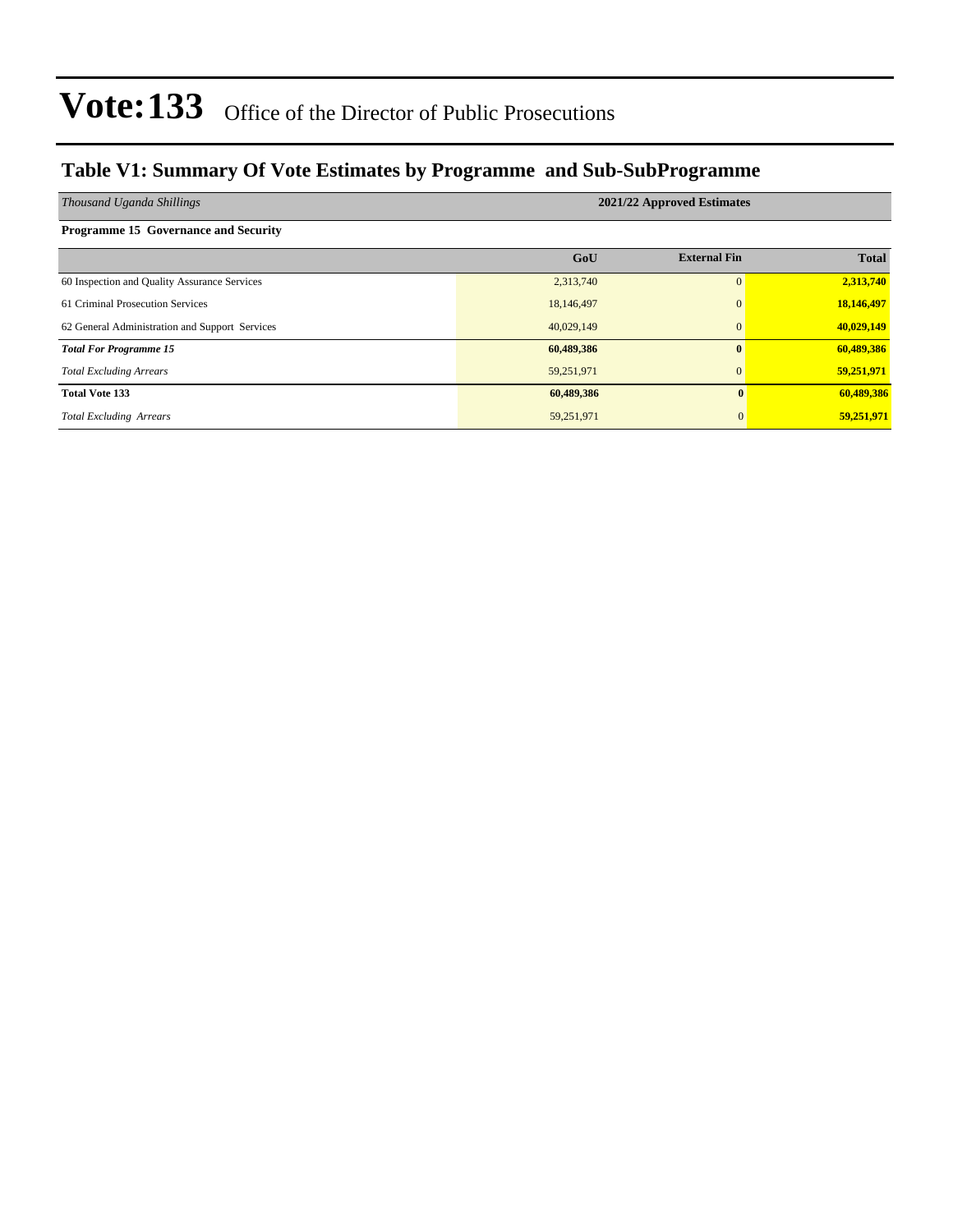# Vote:133 Office of the Director of Public Prosecutions

## Table V1: Summary Of Vote Estimates by Programme and Sub-SubProgramme

| *Thousand Uganda Shillings* | 2021/22 Approved Estimates | | |
|---|---|---|---|
| **Programme 15 Governance and Security** | | | |
| | **GoU** | **External Fin** | **Total** |
| 60 Inspection and Quality Assurance Services | 2,313,740 | 0 | **2,313,740** |
| 61 Criminal Prosecution Services | 18,146,497 | 0 | **18,146,497** |
| 62 General Administration and Support Services | 40,029,149 | 0 | **40,029,149** |
| ***Total For Programme 15*** | **60,489,386** | **0** | **60,489,386** |
| *Total Excluding Arrears* | 59,251,971 | 0 | **59,251,971** |
| **Total Vote 133** | **60,489,386** | **0** | **60,489,386** |
| *Total Excluding Arrears* | 59,251,971 | 0 | **59,251,971** |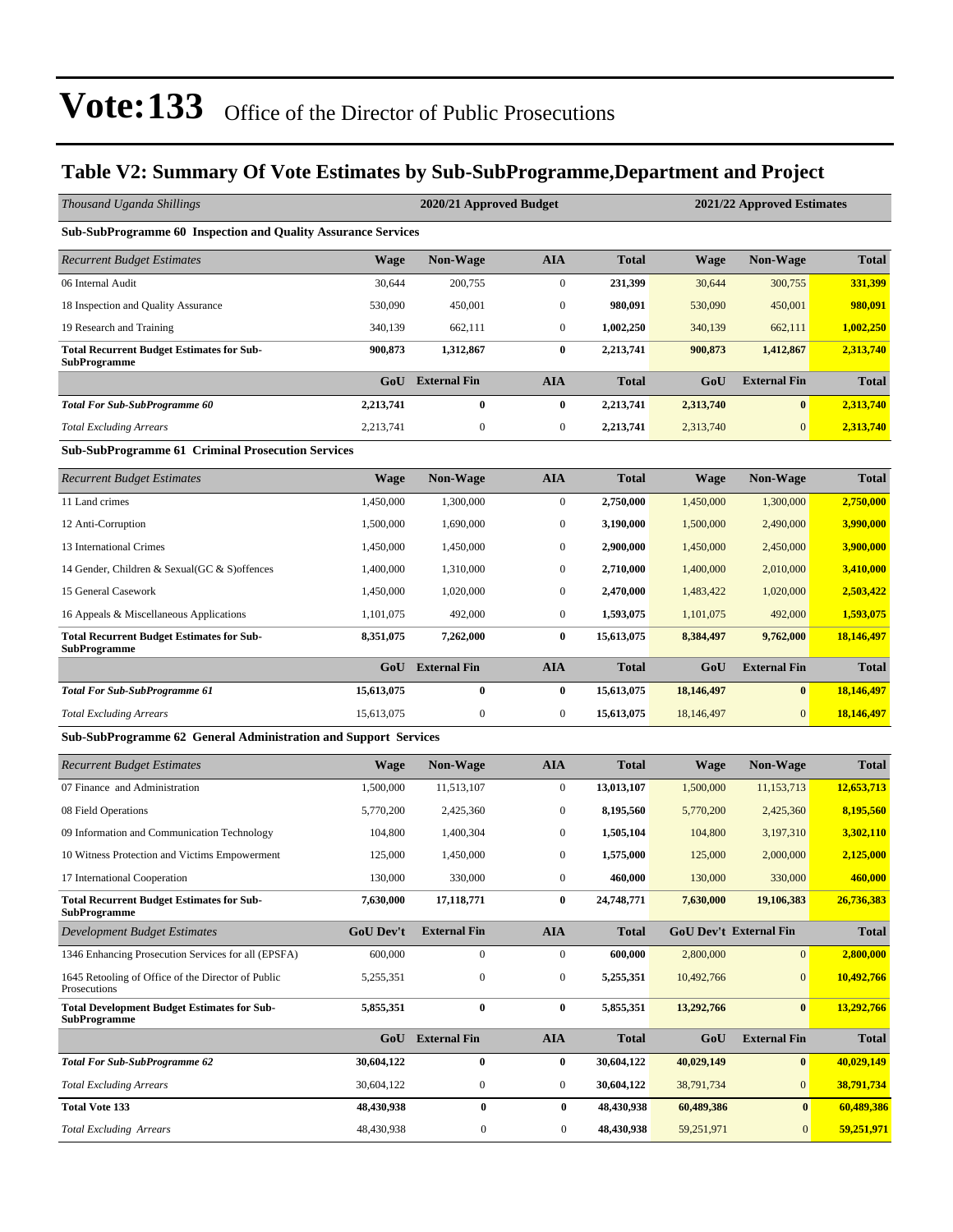# Vote:133 Office of the Director of Public Prosecutions

## Table V2: Summary Of Vote Estimates by Sub-SubProgramme,Department and Project

| *Thousand Uganda Shillings* | 2020/21 Approved Budget | | | | 2021/22 Approved Estimates | | |
|---|---|---|---|---|---|---|---|
| **Sub-SubProgramme 60 Inspection and Quality Assurance Services** | | | | | | | |
| *Recurrent Budget Estimates* | **Wage** | **Non-Wage** | **AIA** | **Total** | **Wage** | **Non-Wage** | **Total** |
| 06 Internal Audit | 30,644 | 200,755 | 0 | **231,399** | 30,644 | 300,755 | **331,399** |
| 18 Inspection and Quality Assurance | 530,090 | 450,001 | 0 | **980,091** | 530,090 | 450,001 | **980,091** |
| 19 Research and Training | 340,139 | 662,111 | 0 | **1,002,250** | 340,139 | 662,111 | **1,002,250** |
| **Total Recurrent Budget Estimates for Sub-SubProgramme** | **900,873** | **1,312,867** | **0** | **2,213,741** | **900,873** | **1,412,867** | **2,313,740** |
| | **GoU** | **External Fin** | **AIA** | **Total** | **GoU** | **External Fin** | **Total** |
| ***Total For Sub-SubProgramme 60*** | **2,213,741** | **0** | **0** | **2,213,741** | **2,313,740** | **0** | **2,313,740** |
| *Total Excluding Arrears* | 2,213,741 | 0 | 0 | **2,213,741** | 2,313,740 | 0 | **2,313,740** |
| **Sub-SubProgramme 61 Criminal Prosecution Services** | | | | | | | |
| *Recurrent Budget Estimates* | **Wage** | **Non-Wage** | **AIA** | **Total** | **Wage** | **Non-Wage** | **Total** |
| 11 Land crimes | 1,450,000 | 1,300,000 | 0 | **2,750,000** | 1,450,000 | 1,300,000 | **2,750,000** |
| 12 Anti-Corruption | 1,500,000 | 1,690,000 | 0 | **3,190,000** | 1,500,000 | 2,490,000 | **3,990,000** |
| 13 International Crimes | 1,450,000 | 1,450,000 | 0 | **2,900,000** | 1,450,000 | 2,450,000 | **3,900,000** |
| 14 Gender, Children & Sexual(GC & S)offences | 1,400,000 | 1,310,000 | 0 | **2,710,000** | 1,400,000 | 2,010,000 | **3,410,000** |
| 15 General Casework | 1,450,000 | 1,020,000 | 0 | **2,470,000** | 1,483,422 | 1,020,000 | **2,503,422** |
| 16 Appeals & Miscellaneous Applications | 1,101,075 | 492,000 | 0 | **1,593,075** | 1,101,075 | 492,000 | **1,593,075** |
| **Total Recurrent Budget Estimates for Sub-SubProgramme** | **8,351,075** | **7,262,000** | **0** | **15,613,075** | **8,384,497** | **9,762,000** | **18,146,497** |
| | **GoU** | **External Fin** | **AIA** | **Total** | **GoU** | **External Fin** | **Total** |
| ***Total For Sub-SubProgramme 61*** | **15,613,075** | **0** | **0** | **15,613,075** | **18,146,497** | **0** | **18,146,497** |
| *Total Excluding Arrears* | 15,613,075 | 0 | 0 | **15,613,075** | 18,146,497 | 0 | **18,146,497** |
| **Sub-SubProgramme 62 General Administration and Support Services** | | | | | | | |
| *Recurrent Budget Estimates* | **Wage** | **Non-Wage** | **AIA** | **Total** | **Wage** | **Non-Wage** | **Total** |
| 07 Finance and Administration | 1,500,000 | 11,513,107 | 0 | **13,013,107** | 1,500,000 | 11,153,713 | **12,653,713** |
| 08 Field Operations | 5,770,200 | 2,425,360 | 0 | **8,195,560** | 5,770,200 | 2,425,360 | **8,195,560** |
| 09 Information and Communication Technology | 104,800 | 1,400,304 | 0 | **1,505,104** | 104,800 | 3,197,310 | **3,302,110** |
| 10 Witness Protection and Victims Empowerment | 125,000 | 1,450,000 | 0 | **1,575,000** | 125,000 | 2,000,000 | **2,125,000** |
| 17 International Cooperation | 130,000 | 330,000 | 0 | **460,000** | 130,000 | 330,000 | **460,000** |
| **Total Recurrent Budget Estimates for Sub-SubProgramme** | **7,630,000** | **17,118,771** | **0** | **24,748,771** | **7,630,000** | **19,106,383** | **26,736,383** |
| *Development Budget Estimates* | **GoU Dev't** | **External Fin** | **AIA** | **Total** | **GoU Dev't** | **External Fin** | **Total** |
| 1346 Enhancing Prosecution Services for all (EPSFA) | 600,000 | 0 | 0 | **600,000** | 2,800,000 | 0 | **2,800,000** |
| 1645 Retooling of Office of the Director of Public Prosecutions | 5,255,351 | 0 | 0 | **5,255,351** | 10,492,766 | 0 | **10,492,766** |
| **Total Development Budget Estimates for Sub-SubProgramme** | **5,855,351** | **0** | **0** | **5,855,351** | **13,292,766** | **0** | **13,292,766** |
| | **GoU** | **External Fin** | **AIA** | **Total** | **GoU** | **External Fin** | **Total** |
| ***Total For Sub-SubProgramme 62*** | **30,604,122** | **0** | **0** | **30,604,122** | **40,029,149** | **0** | **40,029,149** |
| *Total Excluding Arrears* | 30,604,122 | 0 | 0 | **30,604,122** | 38,791,734 | 0 | **38,791,734** |
| **Total Vote 133** | **48,430,938** | **0** | **0** | **48,430,938** | **60,489,386** | **0** | **60,489,386** |
| *Total Excluding Arrears* | 48,430,938 | 0 | 0 | **48,430,938** | 59,251,971 | 0 | **59,251,971** |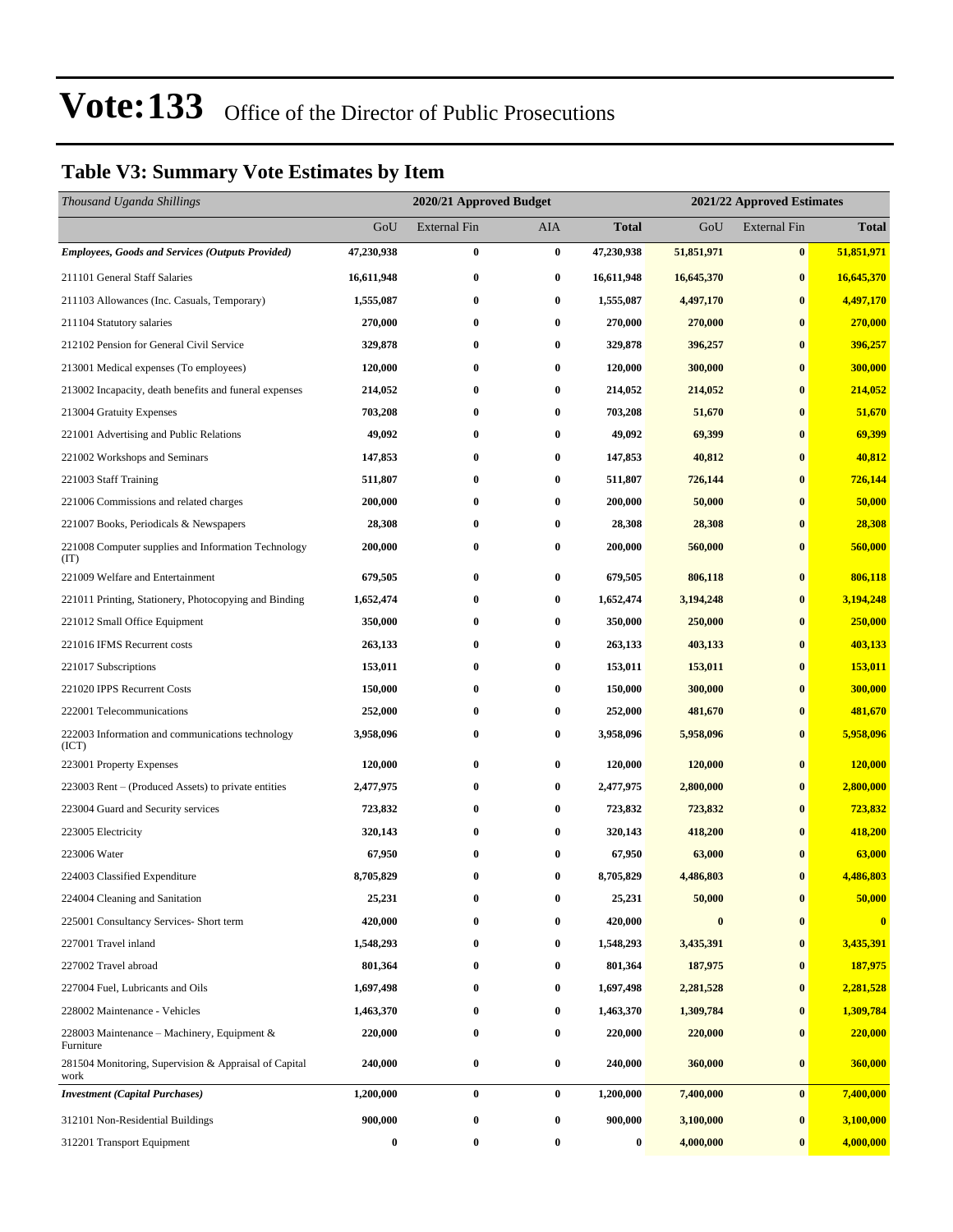# Vote:133 Office of the Director of Public Prosecutions

## Table V3: Summary Vote Estimates by Item

| *Thousand Uganda Shillings* | 2020/21 Approved Budget | | | | 2021/22 Approved Estimates | | |
|---|---|---|---|---|---|---|---|
| | GoU | External Fin | AIA | **Total** | GoU | External Fin | **Total** |
| ***Employees, Goods and Services (Outputs Provided)*** | **47,230,938** | **0** | **0** | **47,230,938** | **51,851,971** | **0** | **51,851,971** |
| 211101 General Staff Salaries | **16,611,948** | **0** | **0** | **16,611,948** | **16,645,370** | **0** | **16,645,370** |
| 211103 Allowances (Inc. Casuals, Temporary) | **1,555,087** | **0** | **0** | **1,555,087** | **4,497,170** | **0** | **4,497,170** |
| 211104 Statutory salaries | **270,000** | **0** | **0** | **270,000** | **270,000** | **0** | **270,000** |
| 212102 Pension for General Civil Service | **329,878** | **0** | **0** | **329,878** | **396,257** | **0** | **396,257** |
| 213001 Medical expenses (To employees) | **120,000** | **0** | **0** | **120,000** | **300,000** | **0** | **300,000** |
| 213002 Incapacity, death benefits and funeral expenses | **214,052** | **0** | **0** | **214,052** | **214,052** | **0** | **214,052** |
| 213004 Gratuity Expenses | **703,208** | **0** | **0** | **703,208** | **51,670** | **0** | **51,670** |
| 221001 Advertising and Public Relations | **49,092** | **0** | **0** | **49,092** | **69,399** | **0** | **69,399** |
| 221002 Workshops and Seminars | **147,853** | **0** | **0** | **147,853** | **40,812** | **0** | **40,812** |
| 221003 Staff Training | **511,807** | **0** | **0** | **511,807** | **726,144** | **0** | **726,144** |
| 221006 Commissions and related charges | **200,000** | **0** | **0** | **200,000** | **50,000** | **0** | **50,000** |
| 221007 Books, Periodicals & Newspapers | **28,308** | **0** | **0** | **28,308** | **28,308** | **0** | **28,308** |
| 221008 Computer supplies and Information Technology (IT) | **200,000** | **0** | **0** | **200,000** | **560,000** | **0** | **560,000** |
| 221009 Welfare and Entertainment | **679,505** | **0** | **0** | **679,505** | **806,118** | **0** | **806,118** |
| 221011 Printing, Stationery, Photocopying and Binding | **1,652,474** | **0** | **0** | **1,652,474** | **3,194,248** | **0** | **3,194,248** |
| 221012 Small Office Equipment | **350,000** | **0** | **0** | **350,000** | **250,000** | **0** | **250,000** |
| 221016 IFMS Recurrent costs | **263,133** | **0** | **0** | **263,133** | **403,133** | **0** | **403,133** |
| 221017 Subscriptions | **153,011** | **0** | **0** | **153,011** | **153,011** | **0** | **153,011** |
| 221020 IPPS Recurrent Costs | **150,000** | **0** | **0** | **150,000** | **300,000** | **0** | **300,000** |
| 222001 Telecommunications | **252,000** | **0** | **0** | **252,000** | **481,670** | **0** | **481,670** |
| 222003 Information and communications technology (ICT) | **3,958,096** | **0** | **0** | **3,958,096** | **5,958,096** | **0** | **5,958,096** |
| 223001 Property Expenses | **120,000** | **0** | **0** | **120,000** | **120,000** | **0** | **120,000** |
| 223003 Rent – (Produced Assets) to private entities | **2,477,975** | **0** | **0** | **2,477,975** | **2,800,000** | **0** | **2,800,000** |
| 223004 Guard and Security services | **723,832** | **0** | **0** | **723,832** | **723,832** | **0** | **723,832** |
| 223005 Electricity | **320,143** | **0** | **0** | **320,143** | **418,200** | **0** | **418,200** |
| 223006 Water | **67,950** | **0** | **0** | **67,950** | **63,000** | **0** | **63,000** |
| 224003 Classified Expenditure | **8,705,829** | **0** | **0** | **8,705,829** | **4,486,803** | **0** | **4,486,803** |
| 224004 Cleaning and Sanitation | **25,231** | **0** | **0** | **25,231** | **50,000** | **0** | **50,000** |
| 225001 Consultancy Services- Short term | **420,000** | **0** | **0** | **420,000** | **0** | **0** | **0** |
| 227001 Travel inland | **1,548,293** | **0** | **0** | **1,548,293** | **3,435,391** | **0** | **3,435,391** |
| 227002 Travel abroad | **801,364** | **0** | **0** | **801,364** | **187,975** | **0** | **187,975** |
| 227004 Fuel, Lubricants and Oils | **1,697,498** | **0** | **0** | **1,697,498** | **2,281,528** | **0** | **2,281,528** |
| 228002 Maintenance - Vehicles | **1,463,370** | **0** | **0** | **1,463,370** | **1,309,784** | **0** | **1,309,784** |
| 228003 Maintenance – Machinery, Equipment & Furniture | **220,000** | **0** | **0** | **220,000** | **220,000** | **0** | **220,000** |
| 281504 Monitoring, Supervision & Appraisal of Capital work | **240,000** | **0** | **0** | **240,000** | **360,000** | **0** | **360,000** |
| ***Investment (Capital Purchases)*** | **1,200,000** | **0** | **0** | **1,200,000** | **7,400,000** | **0** | **7,400,000** |
| 312101 Non-Residential Buildings | **900,000** | **0** | **0** | **900,000** | **3,100,000** | **0** | **3,100,000** |
| 312201 Transport Equipment | **0** | **0** | **0** | **0** | **4,000,000** | **0** | **4,000,000** |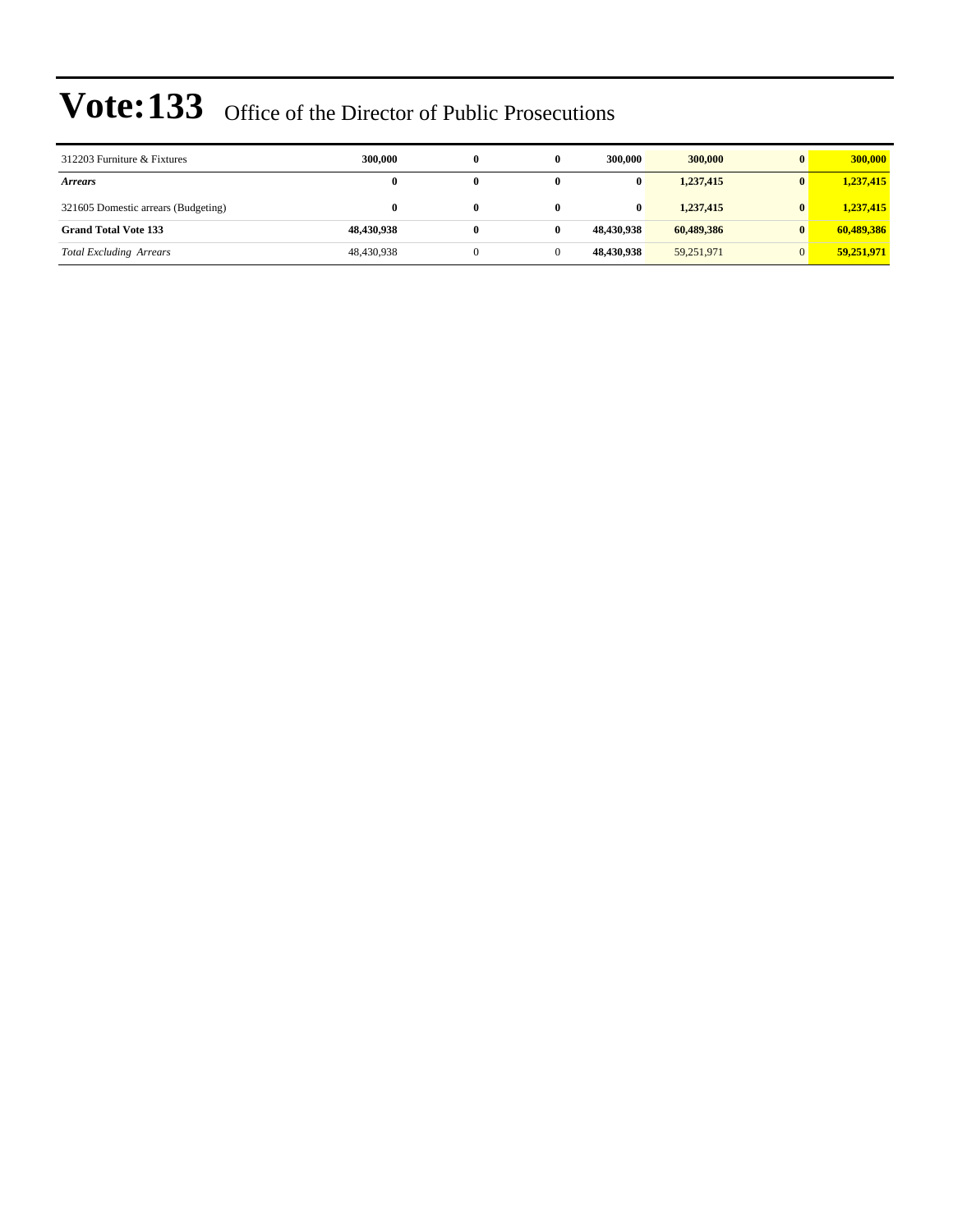# Vote:133 Office of the Director of Public Prosecutions

| | | | | | | | |
|---|---|---|---|---|---|---|---|
| 312203 Furniture & Fixtures | **300,000** | **0** | **0** | **300,000** | **300,000** | **0** | **300,000** |
| ***Arrears*** | **0** | **0** | **0** | **0** | **1,237,415** | **0** | **1,237,415** |
| 321605 Domestic arrears (Budgeting) | **0** | **0** | **0** | **0** | **1,237,415** | **0** | **1,237,415** |
| **Grand Total Vote 133** | **48,430,938** | **0** | **0** | **48,430,938** | **60,489,386** | **0** | **60,489,386** |
| *Total Excluding Arrears* | 48,430,938 | 0 | 0 | **48,430,938** | 59,251,971 | 0 | **59,251,971** |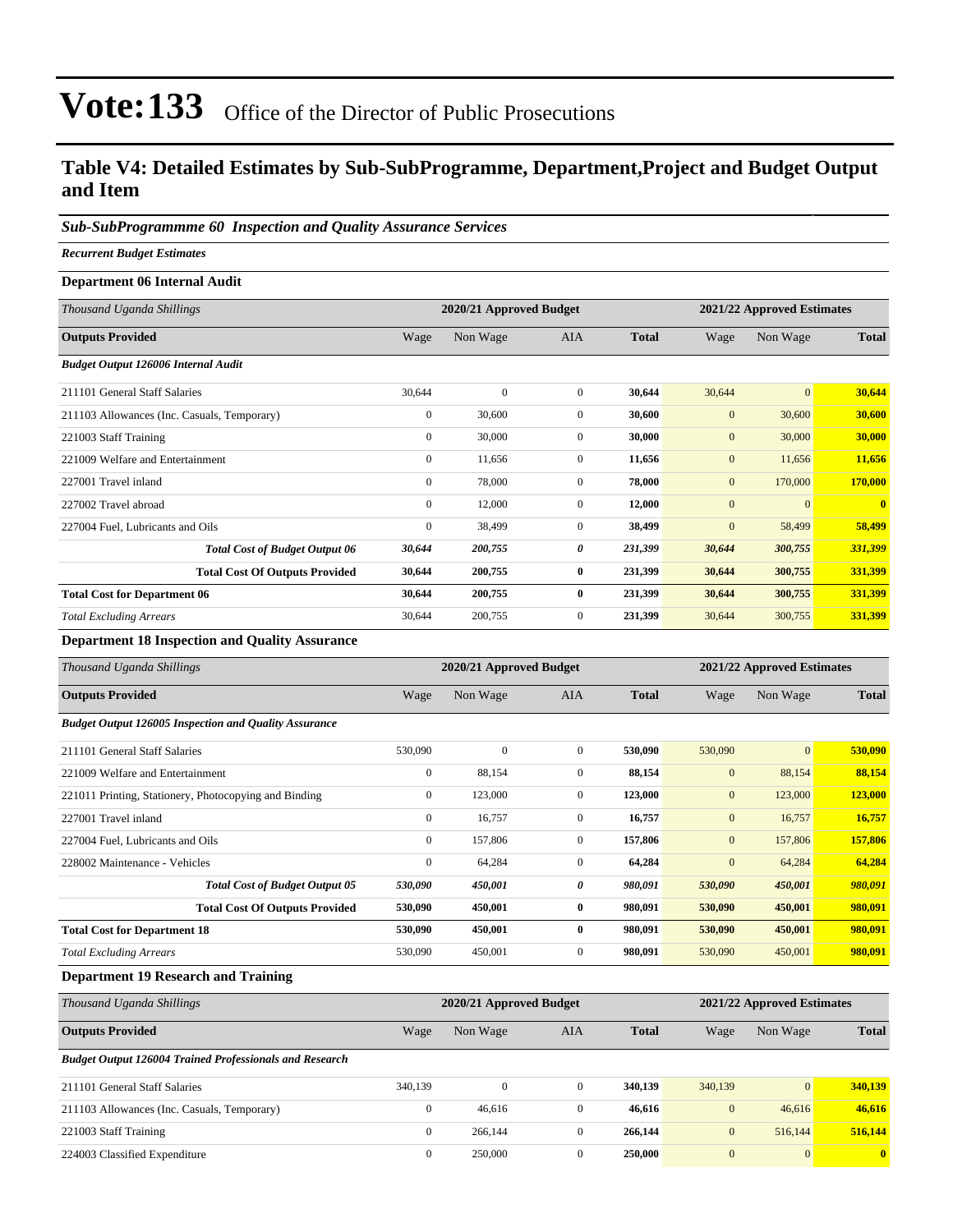# Vote:133 Office of the Director of Public Prosecutions

## Table V4: Detailed Estimates by Sub-SubProgramme, Department,Project and Budget Output and Item

### *Sub-SubProgrammme 60 Inspection and Quality Assurance Services*

*Recurrent Budget Estimates*

#### Department 06 Internal Audit

| *Thousand Uganda Shillings* | 2020/21 Approved Budget | | | | 2021/22 Approved Estimates | | |
|---|---|---|---|---|---|---|---|
| **Outputs Provided** | Wage | Non Wage | AIA | **Total** | Wage | Non Wage | **Total** |
| ***Budget Output 126006 Internal Audit*** | | | | | | | |
| 211101 General Staff Salaries | 30,644 | 0 | 0 | **30,644** | 30,644 | 0 | **30,644** |
| 211103 Allowances (Inc. Casuals, Temporary) | 0 | 30,600 | 0 | **30,600** | 0 | 30,600 | **30,600** |
| 221003 Staff Training | 0 | 30,000 | 0 | **30,000** | 0 | 30,000 | **30,000** |
| 221009 Welfare and Entertainment | 0 | 11,656 | 0 | **11,656** | 0 | 11,656 | **11,656** |
| 227001 Travel inland | 0 | 78,000 | 0 | **78,000** | 0 | 170,000 | **170,000** |
| 227002 Travel abroad | 0 | 12,000 | 0 | **12,000** | 0 | 0 | **0** |
| 227004 Fuel, Lubricants and Oils | 0 | 38,499 | 0 | **38,499** | 0 | 58,499 | **58,499** |
| ***Total Cost of Budget Output 06*** | ***30,644*** | ***200,755*** | ***0*** | ***231,399*** | ***30,644*** | ***300,755*** | ***331,399*** |
| **Total Cost Of Outputs Provided** | **30,644** | **200,755** | **0** | **231,399** | **30,644** | **300,755** | **331,399** |
| **Total Cost for Department 06** | **30,644** | **200,755** | **0** | **231,399** | **30,644** | **300,755** | **331,399** |
| *Total Excluding Arrears* | 30,644 | 200,755 | 0 | 231,399 | 30,644 | 300,755 | 331,399 |

#### Department 18 Inspection and Quality Assurance

| *Thousand Uganda Shillings* | 2020/21 Approved Budget | | | | 2021/22 Approved Estimates | | |
|---|---|---|---|---|---|---|---|
| **Outputs Provided** | Wage | Non Wage | AIA | **Total** | Wage | Non Wage | **Total** |
| ***Budget Output 126005 Inspection and Quality Assurance*** | | | | | | | |
| 211101 General Staff Salaries | 530,090 | 0 | 0 | **530,090** | 530,090 | 0 | **530,090** |
| 221009 Welfare and Entertainment | 0 | 88,154 | 0 | **88,154** | 0 | 88,154 | **88,154** |
| 221011 Printing, Stationery, Photocopying and Binding | 0 | 123,000 | 0 | **123,000** | 0 | 123,000 | **123,000** |
| 227001 Travel inland | 0 | 16,757 | 0 | **16,757** | 0 | 16,757 | **16,757** |
| 227004 Fuel, Lubricants and Oils | 0 | 157,806 | 0 | **157,806** | 0 | 157,806 | **157,806** |
| 228002 Maintenance - Vehicles | 0 | 64,284 | 0 | **64,284** | 0 | 64,284 | **64,284** |
| ***Total Cost of Budget Output 05*** | ***530,090*** | ***450,001*** | ***0*** | ***980,091*** | ***530,090*** | ***450,001*** | ***980,091*** |
| **Total Cost Of Outputs Provided** | **530,090** | **450,001** | **0** | **980,091** | **530,090** | **450,001** | **980,091** |
| **Total Cost for Department 18** | **530,090** | **450,001** | **0** | **980,091** | **530,090** | **450,001** | **980,091** |
| *Total Excluding Arrears* | 530,090 | 450,001 | 0 | **980,091** | 530,090 | 450,001 | **980,091** |

#### Department 19 Research and Training

| *Thousand Uganda Shillings* | 2020/21 Approved Budget | | | | 2021/22 Approved Estimates | | |
|---|---|---|---|---|---|---|---|
| **Outputs Provided** | Wage | Non Wage | AIA | **Total** | Wage | Non Wage | **Total** |
| ***Budget Output 126004 Trained Professionals and Research*** | | | | | | | |
| 211101 General Staff Salaries | 340,139 | 0 | 0 | **340,139** | 340,139 | 0 | **340,139** |
| 211103 Allowances (Inc. Casuals, Temporary) | 0 | 46,616 | 0 | **46,616** | 0 | 46,616 | **46,616** |
| 221003 Staff Training | 0 | 266,144 | 0 | **266,144** | 0 | 516,144 | **516,144** |
| 224003 Classified Expenditure | 0 | 250,000 | 0 | **250,000** | 0 | 0 | **0** |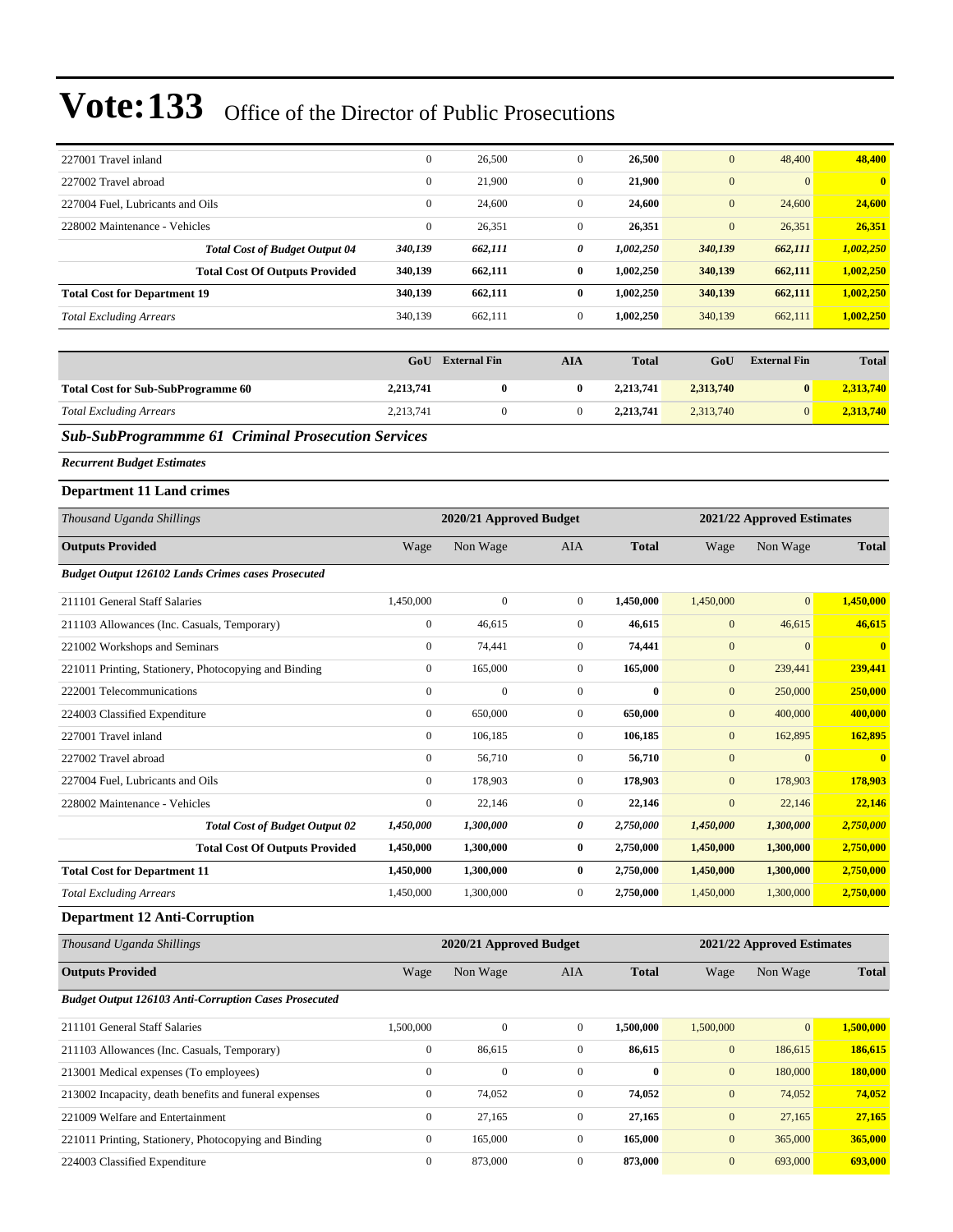# Vote:133 Office of the Director of Public Prosecutions

| | | | | | | | |
|---|---|---|---|---|---|---|---|
| 227001 Travel inland | 0 | 26,500 | 0 | **26,500** | 0 | 48,400 | **48,400** |
| 227002 Travel abroad | 0 | 21,900 | 0 | **21,900** | 0 | 0 | **0** |
| 227004 Fuel, Lubricants and Oils | 0 | 24,600 | 0 | **24,600** | 0 | 24,600 | **24,600** |
| 228002 Maintenance - Vehicles | 0 | 26,351 | 0 | **26,351** | 0 | 26,351 | **26,351** |
| ***Total Cost of Budget Output 04*** | ***340,139*** | ***662,111*** | ***0*** | ***1,002,250*** | ***340,139*** | ***662,111*** | ***1,002,250*** |
| **Total Cost Of Outputs Provided** | **340,139** | **662,111** | **0** | **1,002,250** | **340,139** | **662,111** | **1,002,250** |
| **Total Cost for Department 19** | **340,139** | **662,111** | **0** | **1,002,250** | **340,139** | **662,111** | **1,002,250** |
| *Total Excluding Arrears* | 340,139 | 662,111 | 0 | **1,002,250** | 340,139 | 662,111 | **1,002,250** |

| | GoU | External Fin | AIA | Total | GoU | External Fin | Total |
|---|---|---|---|---|---|---|---|
| **Total Cost for Sub-SubProgramme 60** | **2,213,741** | **0** | **0** | **2,213,741** | **2,313,740** | **0** | **2,313,740** |
| *Total Excluding Arrears* | 2,213,741 | 0 | 0 | **2,213,741** | 2,313,740 | 0 | **2,313,740** |

### *Sub-SubProgrammme 61 Criminal Prosecution Services*

***Recurrent Budget Estimates***

### Department 11 Land crimes

| *Thousand Uganda Shillings* | 2020/21 Approved Budget | | | | 2021/22 Approved Estimates | | |
|---|---|---|---|---|---|---|---|
| **Outputs Provided** | Wage | Non Wage | AIA | **Total** | Wage | Non Wage | **Total** |
| ***Budget Output 126102 Lands Crimes cases Prosecuted*** | | | | | | | |
| 211101 General Staff Salaries | 1,450,000 | 0 | 0 | **1,450,000** | 1,450,000 | 0 | **1,450,000** |
| 211103 Allowances (Inc. Casuals, Temporary) | 0 | 46,615 | 0 | **46,615** | 0 | 46,615 | **46,615** |
| 221002 Workshops and Seminars | 0 | 74,441 | 0 | **74,441** | 0 | 0 | **0** |
| 221011 Printing, Stationery, Photocopying and Binding | 0 | 165,000 | 0 | **165,000** | 0 | 239,441 | **239,441** |
| 222001 Telecommunications | 0 | 0 | 0 | **0** | 0 | 250,000 | **250,000** |
| 224003 Classified Expenditure | 0 | 650,000 | 0 | **650,000** | 0 | 400,000 | **400,000** |
| 227001 Travel inland | 0 | 106,185 | 0 | **106,185** | 0 | 162,895 | **162,895** |
| 227002 Travel abroad | 0 | 56,710 | 0 | **56,710** | 0 | 0 | **0** |
| 227004 Fuel, Lubricants and Oils | 0 | 178,903 | 0 | **178,903** | 0 | 178,903 | **178,903** |
| 228002 Maintenance - Vehicles | 0 | 22,146 | 0 | **22,146** | 0 | 22,146 | **22,146** |
| ***Total Cost of Budget Output 02*** | ***1,450,000*** | ***1,300,000*** | ***0*** | ***2,750,000*** | ***1,450,000*** | ***1,300,000*** | ***2,750,000*** |
| **Total Cost Of Outputs Provided** | **1,450,000** | **1,300,000** | **0** | **2,750,000** | **1,450,000** | **1,300,000** | **2,750,000** |
| **Total Cost for Department 11** | **1,450,000** | **1,300,000** | **0** | **2,750,000** | **1,450,000** | **1,300,000** | **2,750,000** |
| *Total Excluding Arrears* | 1,450,000 | 1,300,000 | 0 | **2,750,000** | 1,450,000 | 1,300,000 | **2,750,000** |

### Department 12 Anti-Corruption

| *Thousand Uganda Shillings* | 2020/21 Approved Budget | | | | 2021/22 Approved Estimates | | |
|---|---|---|---|---|---|---|---|
| **Outputs Provided** | Wage | Non Wage | AIA | **Total** | Wage | Non Wage | **Total** |
| ***Budget Output 126103 Anti-Corruption Cases Prosecuted*** | | | | | | | |
| 211101 General Staff Salaries | 1,500,000 | 0 | 0 | **1,500,000** | 1,500,000 | 0 | **1,500,000** |
| 211103 Allowances (Inc. Casuals, Temporary) | 0 | 86,615 | 0 | **86,615** | 0 | 186,615 | **186,615** |
| 213001 Medical expenses (To employees) | 0 | 0 | 0 | **0** | 0 | 180,000 | **180,000** |
| 213002 Incapacity, death benefits and funeral expenses | 0 | 74,052 | 0 | **74,052** | 0 | 74,052 | **74,052** |
| 221009 Welfare and Entertainment | 0 | 27,165 | 0 | **27,165** | 0 | 27,165 | **27,165** |
| 221011 Printing, Stationery, Photocopying and Binding | 0 | 165,000 | 0 | **165,000** | 0 | 365,000 | **365,000** |
| 224003 Classified Expenditure | 0 | 873,000 | 0 | **873,000** | 0 | 693,000 | **693,000** |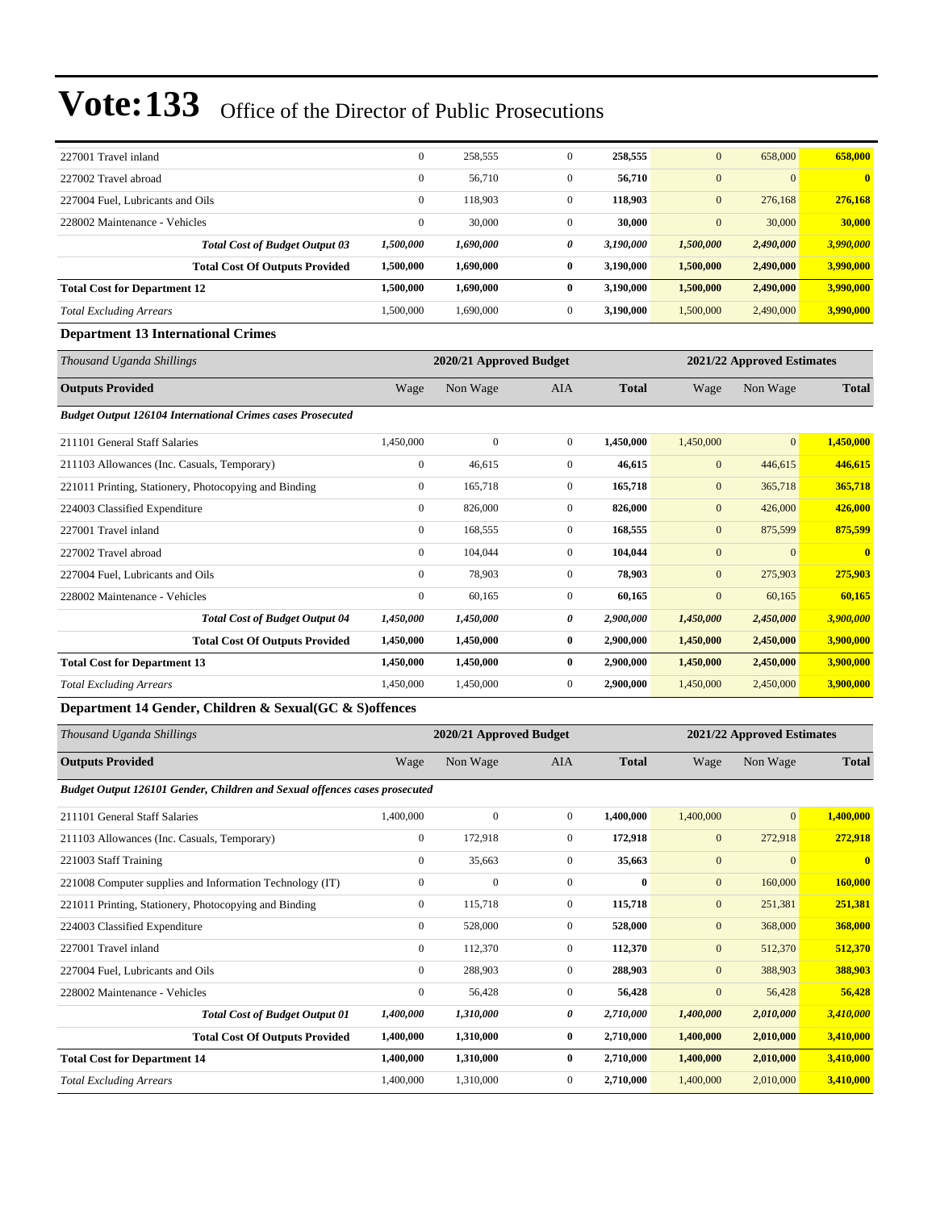# Vote:133 Office of the Director of Public Prosecutions

| | | | | | | | |
|---|---|---|---|---|---|---|---|
| 227001 Travel inland | 0 | 258,555 | 0 | **258,555** | 0 | 658,000 | **658,000** |
| 227002 Travel abroad | 0 | 56,710 | 0 | **56,710** | 0 | 0 | **0** |
| 227004 Fuel, Lubricants and Oils | 0 | 118,903 | 0 | **118,903** | 0 | 276,168 | **276,168** |
| 228002 Maintenance - Vehicles | 0 | 30,000 | 0 | **30,000** | 0 | 30,000 | **30,000** |
| ***Total Cost of Budget Output 03*** | ***1,500,000*** | ***1,690,000*** | ***0*** | ***3,190,000*** | ***1,500,000*** | ***2,490,000*** | ***3,990,000*** |
| **Total Cost Of Outputs Provided** | **1,500,000** | **1,690,000** | **0** | **3,190,000** | **1,500,000** | **2,490,000** | **3,990,000** |
| **Total Cost for Department 12** | **1,500,000** | **1,690,000** | **0** | **3,190,000** | **1,500,000** | **2,490,000** | **3,990,000** |
| *Total Excluding Arrears* | 1,500,000 | 1,690,000 | 0 | **3,190,000** | 1,500,000 | 2,490,000 | **3,990,000** |

### Department 13 International Crimes

| *Thousand Uganda Shillings* | 2020/21 Approved Budget | | | | 2021/22 Approved Estimates | | |
|---|---|---|---|---|---|---|---|
| **Outputs Provided** | Wage | Non Wage | AIA | **Total** | Wage | Non Wage | **Total** |
| ***Budget Output 126104 International Crimes cases Prosecuted*** | | | | | | | |
| 211101 General Staff Salaries | 1,450,000 | 0 | 0 | **1,450,000** | 1,450,000 | 0 | **1,450,000** |
| 211103 Allowances (Inc. Casuals, Temporary) | 0 | 46,615 | 0 | **46,615** | 0 | 446,615 | **446,615** |
| 221011 Printing, Stationery, Photocopying and Binding | 0 | 165,718 | 0 | **165,718** | 0 | 365,718 | **365,718** |
| 224003 Classified Expenditure | 0 | 826,000 | 0 | **826,000** | 0 | 426,000 | **426,000** |
| 227001 Travel inland | 0 | 168,555 | 0 | **168,555** | 0 | 875,599 | **875,599** |
| 227002 Travel abroad | 0 | 104,044 | 0 | **104,044** | 0 | 0 | **0** |
| 227004 Fuel, Lubricants and Oils | 0 | 78,903 | 0 | **78,903** | 0 | 275,903 | **275,903** |
| 228002 Maintenance - Vehicles | 0 | 60,165 | 0 | **60,165** | 0 | 60,165 | **60,165** |
| ***Total Cost of Budget Output 04*** | ***1,450,000*** | ***1,450,000*** | ***0*** | ***2,900,000*** | ***1,450,000*** | ***2,450,000*** | ***3,900,000*** |
| **Total Cost Of Outputs Provided** | **1,450,000** | **1,450,000** | **0** | **2,900,000** | **1,450,000** | **2,450,000** | **3,900,000** |
| **Total Cost for Department 13** | **1,450,000** | **1,450,000** | **0** | **2,900,000** | **1,450,000** | **2,450,000** | **3,900,000** |
| *Total Excluding Arrears* | 1,450,000 | 1,450,000 | 0 | **2,900,000** | 1,450,000 | 2,450,000 | **3,900,000** |

### Department 14 Gender, Children & Sexual(GC & S)offences

| *Thousand Uganda Shillings* | 2020/21 Approved Budget | | | | 2021/22 Approved Estimates | | |
|---|---|---|---|---|---|---|---|
| **Outputs Provided** | Wage | Non Wage | AIA | **Total** | Wage | Non Wage | **Total** |
| ***Budget Output 126101 Gender, Children and Sexual offences cases prosecuted*** | | | | | | | |
| 211101 General Staff Salaries | 1,400,000 | 0 | 0 | **1,400,000** | 1,400,000 | 0 | **1,400,000** |
| 211103 Allowances (Inc. Casuals, Temporary) | 0 | 172,918 | 0 | **172,918** | 0 | 272,918 | **272,918** |
| 221003 Staff Training | 0 | 35,663 | 0 | **35,663** | 0 | 0 | **0** |
| 221008 Computer supplies and Information Technology (IT) | 0 | 0 | 0 | **0** | 0 | 160,000 | **160,000** |
| 221011 Printing, Stationery, Photocopying and Binding | 0 | 115,718 | 0 | **115,718** | 0 | 251,381 | **251,381** |
| 224003 Classified Expenditure | 0 | 528,000 | 0 | **528,000** | 0 | 368,000 | **368,000** |
| 227001 Travel inland | 0 | 112,370 | 0 | **112,370** | 0 | 512,370 | **512,370** |
| 227004 Fuel, Lubricants and Oils | 0 | 288,903 | 0 | **288,903** | 0 | 388,903 | **388,903** |
| 228002 Maintenance - Vehicles | 0 | 56,428 | 0 | **56,428** | 0 | 56,428 | **56,428** |
| ***Total Cost of Budget Output 01*** | ***1,400,000*** | ***1,310,000*** | ***0*** | ***2,710,000*** | ***1,400,000*** | ***2,010,000*** | ***3,410,000*** |
| **Total Cost Of Outputs Provided** | **1,400,000** | **1,310,000** | **0** | **2,710,000** | **1,400,000** | **2,010,000** | **3,410,000** |
| **Total Cost for Department 14** | **1,400,000** | **1,310,000** | **0** | **2,710,000** | **1,400,000** | **2,010,000** | **3,410,000** |
| *Total Excluding Arrears* | 1,400,000 | 1,310,000 | 0 | **2,710,000** | 1,400,000 | 2,010,000 | **3,410,000** |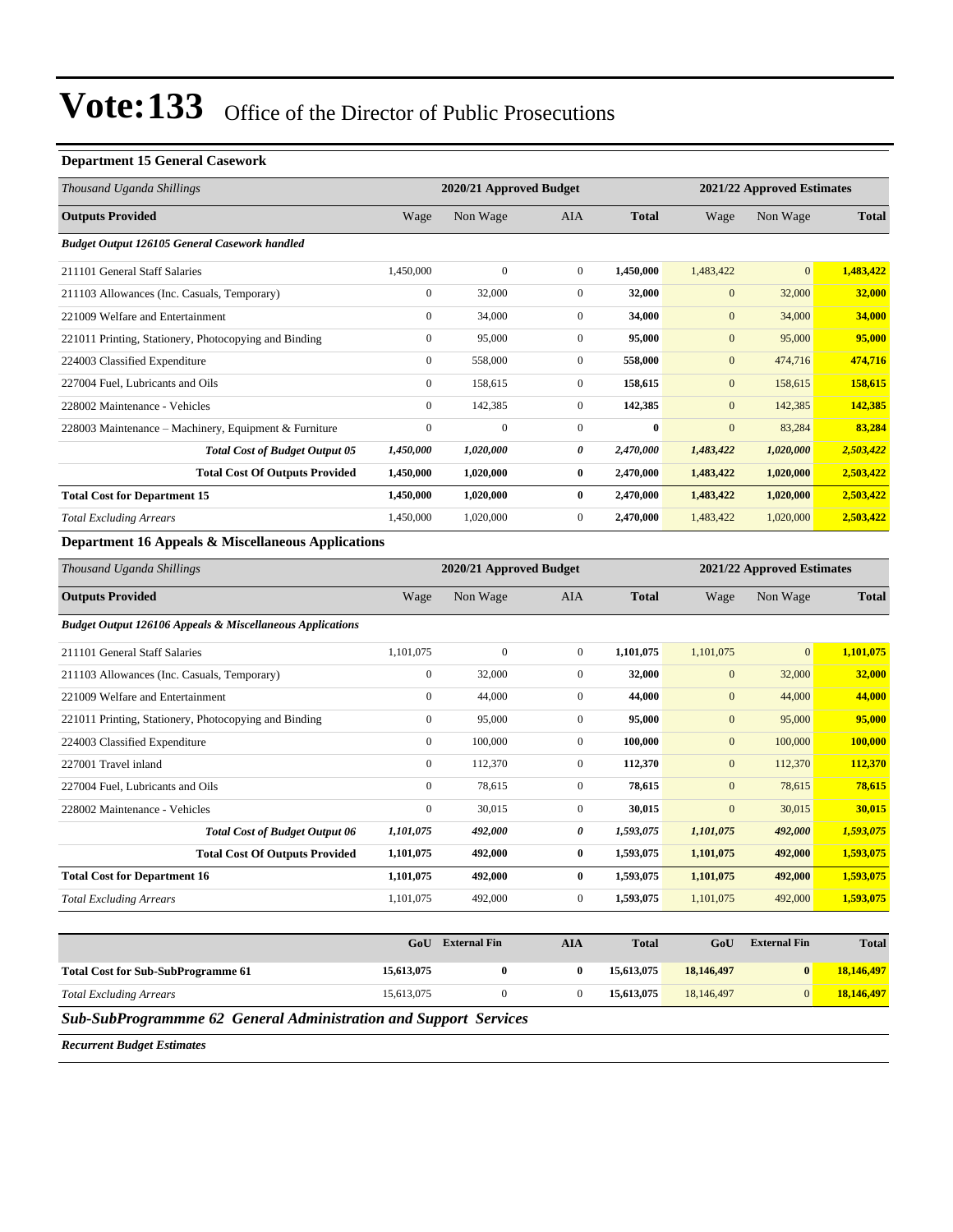# Vote:133 Office of the Director of Public Prosecutions

### Department 15 General Casework

| *Thousand Uganda Shillings* | 2020/21 Approved Budget | | | | 2021/22 Approved Estimates | | |
|---|---|---|---|---|---|---|---|
| **Outputs Provided** | Wage | Non Wage | AIA | **Total** | Wage | Non Wage | **Total** |
| ***Budget Output 126105 General Casework handled*** | | | | | | | |
| 211101 General Staff Salaries | 1,450,000 | 0 | 0 | **1,450,000** | 1,483,422 | 0 | **1,483,422** |
| 211103 Allowances (Inc. Casuals, Temporary) | 0 | 32,000 | 0 | **32,000** | 0 | 32,000 | **32,000** |
| 221009 Welfare and Entertainment | 0 | 34,000 | 0 | **34,000** | 0 | 34,000 | **34,000** |
| 221011 Printing, Stationery, Photocopying and Binding | 0 | 95,000 | 0 | **95,000** | 0 | 95,000 | **95,000** |
| 224003 Classified Expenditure | 0 | 558,000 | 0 | **558,000** | 0 | 474,716 | **474,716** |
| 227004 Fuel, Lubricants and Oils | 0 | 158,615 | 0 | **158,615** | 0 | 158,615 | **158,615** |
| 228002 Maintenance - Vehicles | 0 | 142,385 | 0 | **142,385** | 0 | 142,385 | **142,385** |
| 228003 Maintenance – Machinery, Equipment & Furniture | 0 | 0 | 0 | **0** | 0 | 83,284 | **83,284** |
| ***Total Cost of Budget Output 05*** | ***1,450,000*** | ***1,020,000*** | ***0*** | ***2,470,000*** | ***1,483,422*** | ***1,020,000*** | ***2,503,422*** |
| **Total Cost Of Outputs Provided** | **1,450,000** | **1,020,000** | **0** | **2,470,000** | **1,483,422** | **1,020,000** | **2,503,422** |
| **Total Cost for Department 15** | **1,450,000** | **1,020,000** | **0** | **2,470,000** | **1,483,422** | **1,020,000** | **2,503,422** |
| *Total Excluding Arrears* | 1,450,000 | 1,020,000 | 0 | **2,470,000** | 1,483,422 | 1,020,000 | **2,503,422** |

### Department 16 Appeals & Miscellaneous Applications

| *Thousand Uganda Shillings* | 2020/21 Approved Budget | | | | 2021/22 Approved Estimates | | |
|---|---|---|---|---|---|---|---|
| **Outputs Provided** | Wage | Non Wage | AIA | **Total** | Wage | Non Wage | **Total** |
| ***Budget Output 126106 Appeals & Miscellaneous Applications*** | | | | | | | |
| 211101 General Staff Salaries | 1,101,075 | 0 | 0 | **1,101,075** | 1,101,075 | 0 | **1,101,075** |
| 211103 Allowances (Inc. Casuals, Temporary) | 0 | 32,000 | 0 | **32,000** | 0 | 32,000 | **32,000** |
| 221009 Welfare and Entertainment | 0 | 44,000 | 0 | **44,000** | 0 | 44,000 | **44,000** |
| 221011 Printing, Stationery, Photocopying and Binding | 0 | 95,000 | 0 | **95,000** | 0 | 95,000 | **95,000** |
| 224003 Classified Expenditure | 0 | 100,000 | 0 | **100,000** | 0 | 100,000 | **100,000** |
| 227001 Travel inland | 0 | 112,370 | 0 | **112,370** | 0 | 112,370 | **112,370** |
| 227004 Fuel, Lubricants and Oils | 0 | 78,615 | 0 | **78,615** | 0 | 78,615 | **78,615** |
| 228002 Maintenance - Vehicles | 0 | 30,015 | 0 | **30,015** | 0 | 30,015 | **30,015** |
| ***Total Cost of Budget Output 06*** | ***1,101,075*** | ***492,000*** | ***0*** | ***1,593,075*** | ***1,101,075*** | ***492,000*** | ***1,593,075*** |
| **Total Cost Of Outputs Provided** | **1,101,075** | **492,000** | **0** | **1,593,075** | **1,101,075** | **492,000** | **1,593,075** |
| **Total Cost for Department 16** | **1,101,075** | **492,000** | **0** | **1,593,075** | **1,101,075** | **492,000** | **1,593,075** |
| *Total Excluding Arrears* | 1,101,075 | 492,000 | 0 | **1,593,075** | 1,101,075 | 492,000 | **1,593,075** |

| | GoU | External Fin | AIA | Total | GoU | External Fin | Total |
|---|---|---|---|---|---|---|---|
| **Total Cost for Sub-SubProgramme 61** | **15,613,075** | **0** | **0** | **15,613,075** | **18,146,497** | **0** | **18,146,497** |
| *Total Excluding Arrears* | 15,613,075 | 0 | 0 | **15,613,075** | 18,146,497 | 0 | **18,146,497** |

### *Sub-SubProgrammme 62 General Administration and Support Services*

***Recurrent Budget Estimates***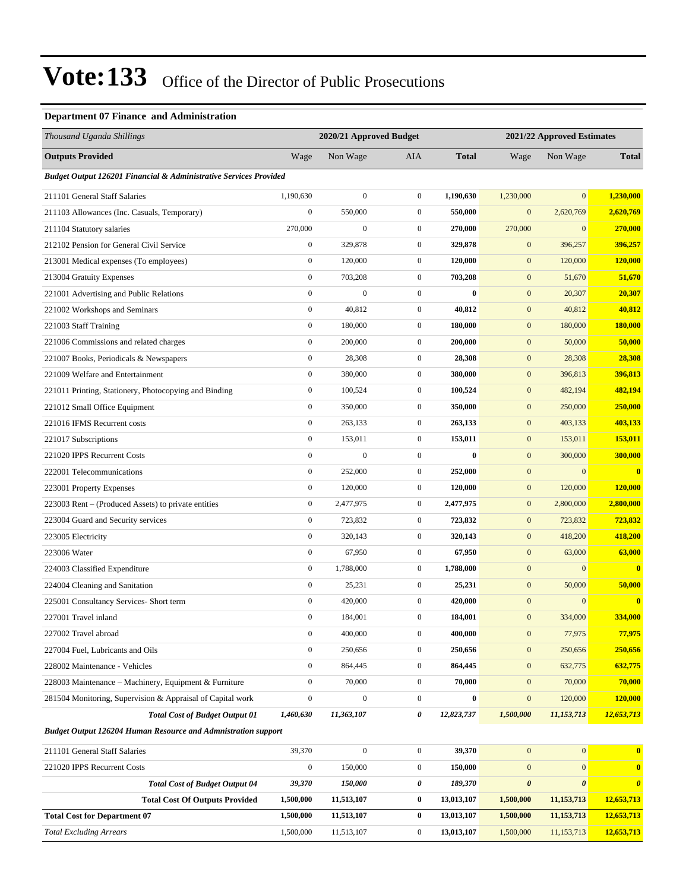# Vote:133 Office of the Director of Public Prosecutions

### Department 07 Finance and Administration

| *Thousand Uganda Shillings* | 2020/21 Approved Budget | | | | 2021/22 Approved Estimates | | |
|---|---|---|---|---|---|---|---|
| **Outputs Provided** | Wage | Non Wage | AIA | **Total** | Wage | Non Wage | **Total** |
| ***Budget Output 126201 Financial & Administrative Services Provided*** | | | | | | | |
| 211101 General Staff Salaries | 1,190,630 | 0 | 0 | **1,190,630** | 1,230,000 | 0 | **1,230,000** |
| 211103 Allowances (Inc. Casuals, Temporary) | 0 | 550,000 | 0 | **550,000** | 0 | 2,620,769 | **2,620,769** |
| 211104 Statutory salaries | 270,000 | 0 | 0 | **270,000** | 270,000 | 0 | **270,000** |
| 212102 Pension for General Civil Service | 0 | 329,878 | 0 | **329,878** | 0 | 396,257 | **396,257** |
| 213001 Medical expenses (To employees) | 0 | 120,000 | 0 | **120,000** | 0 | 120,000 | **120,000** |
| 213004 Gratuity Expenses | 0 | 703,208 | 0 | **703,208** | 0 | 51,670 | **51,670** |
| 221001 Advertising and Public Relations | 0 | 0 | 0 | **0** | 0 | 20,307 | **20,307** |
| 221002 Workshops and Seminars | 0 | 40,812 | 0 | **40,812** | 0 | 40,812 | **40,812** |
| 221003 Staff Training | 0 | 180,000 | 0 | **180,000** | 0 | 180,000 | **180,000** |
| 221006 Commissions and related charges | 0 | 200,000 | 0 | **200,000** | 0 | 50,000 | **50,000** |
| 221007 Books, Periodicals & Newspapers | 0 | 28,308 | 0 | **28,308** | 0 | 28,308 | **28,308** |
| 221009 Welfare and Entertainment | 0 | 380,000 | 0 | **380,000** | 0 | 396,813 | **396,813** |
| 221011 Printing, Stationery, Photocopying and Binding | 0 | 100,524 | 0 | **100,524** | 0 | 482,194 | **482,194** |
| 221012 Small Office Equipment | 0 | 350,000 | 0 | **350,000** | 0 | 250,000 | **250,000** |
| 221016 IFMS Recurrent costs | 0 | 263,133 | 0 | **263,133** | 0 | 403,133 | **403,133** |
| 221017 Subscriptions | 0 | 153,011 | 0 | **153,011** | 0 | 153,011 | **153,011** |
| 221020 IPPS Recurrent Costs | 0 | 0 | 0 | **0** | 0 | 300,000 | **300,000** |
| 222001 Telecommunications | 0 | 252,000 | 0 | **252,000** | 0 | 0 | **0** |
| 223001 Property Expenses | 0 | 120,000 | 0 | **120,000** | 0 | 120,000 | **120,000** |
| 223003 Rent – (Produced Assets) to private entities | 0 | 2,477,975 | 0 | **2,477,975** | 0 | 2,800,000 | **2,800,000** |
| 223004 Guard and Security services | 0 | 723,832 | 0 | **723,832** | 0 | 723,832 | **723,832** |
| 223005 Electricity | 0 | 320,143 | 0 | **320,143** | 0 | 418,200 | **418,200** |
| 223006 Water | 0 | 67,950 | 0 | **67,950** | 0 | 63,000 | **63,000** |
| 224003 Classified Expenditure | 0 | 1,788,000 | 0 | **1,788,000** | 0 | 0 | **0** |
| 224004 Cleaning and Sanitation | 0 | 25,231 | 0 | **25,231** | 0 | 50,000 | **50,000** |
| 225001 Consultancy Services- Short term | 0 | 420,000 | 0 | **420,000** | 0 | 0 | **0** |
| 227001 Travel inland | 0 | 184,001 | 0 | **184,001** | 0 | 334,000 | **334,000** |
| 227002 Travel abroad | 0 | 400,000 | 0 | **400,000** | 0 | 77,975 | **77,975** |
| 227004 Fuel, Lubricants and Oils | 0 | 250,656 | 0 | **250,656** | 0 | 250,656 | **250,656** |
| 228002 Maintenance - Vehicles | 0 | 864,445 | 0 | **864,445** | 0 | 632,775 | **632,775** |
| 228003 Maintenance – Machinery, Equipment & Furniture | 0 | 70,000 | 0 | **70,000** | 0 | 70,000 | **70,000** |
| 281504 Monitoring, Supervision & Appraisal of Capital work | 0 | 0 | 0 | **0** | 0 | 120,000 | **120,000** |
| ***Total Cost of Budget Output 01*** | ***1,460,630*** | ***11,363,107*** | ***0*** | ***12,823,737*** | ***1,500,000*** | ***11,153,713*** | ***12,653,713*** |
| ***Budget Output 126204 Human Resource and Admnistration support*** | | | | | | | |
| 211101 General Staff Salaries | 39,370 | 0 | 0 | **39,370** | 0 | 0 | **0** |
| 221020 IPPS Recurrent Costs | 0 | 150,000 | 0 | **150,000** | 0 | 0 | **0** |
| ***Total Cost of Budget Output 04*** | ***39,370*** | ***150,000*** | ***0*** | ***189,370*** | ***0*** | ***0*** | ***0*** |
| **Total Cost Of Outputs Provided** | **1,500,000** | **11,513,107** | **0** | **13,013,107** | **1,500,000** | **11,153,713** | **12,653,713** |
| **Total Cost for Department 07** | **1,500,000** | **11,513,107** | **0** | **13,013,107** | **1,500,000** | **11,153,713** | **12,653,713** |
| *Total Excluding Arrears* | 1,500,000 | 11,513,107 | 0 | **13,013,107** | 1,500,000 | 11,153,713 | **12,653,713** |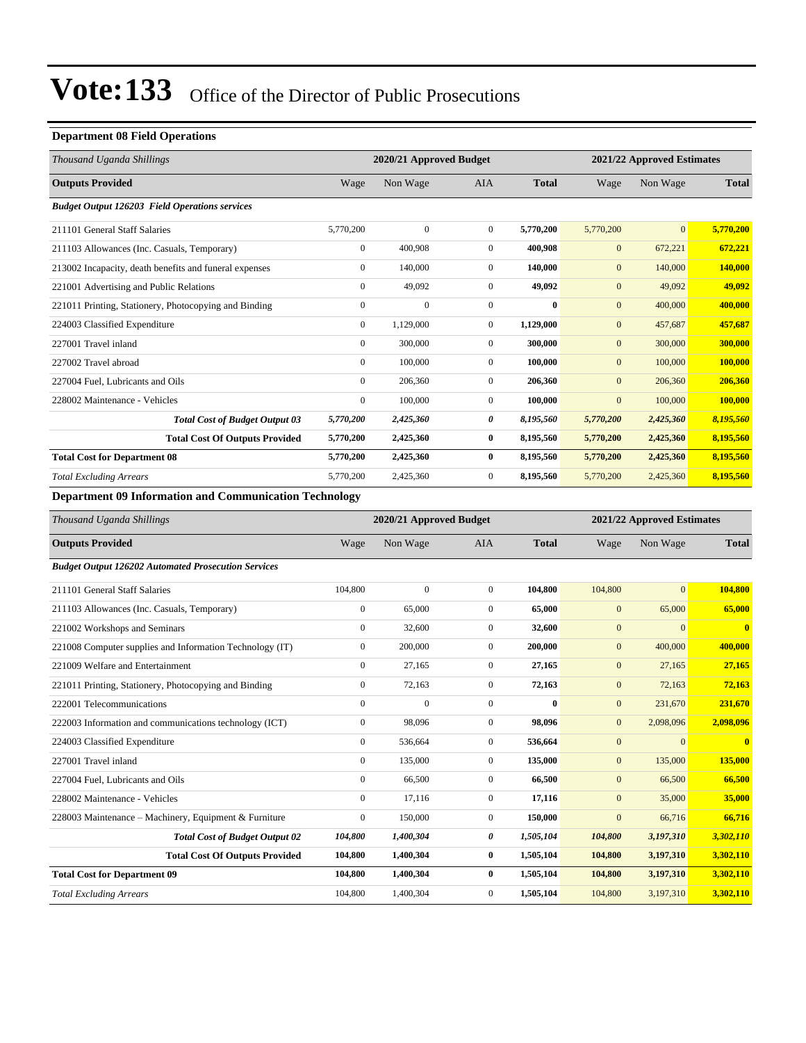# Vote:133 Office of the Director of Public Prosecutions

### Department 08 Field Operations

| *Thousand Uganda Shillings* | 2020/21 Approved Budget | | | | 2021/22 Approved Estimates | | |
|---|---|---|---|---|---|---|---|
| **Outputs Provided** | Wage | Non Wage | AIA | **Total** | Wage | Non Wage | **Total** |
| ***Budget Output 126203 Field Operations services*** | | | | | | | |
| 211101 General Staff Salaries | 5,770,200 | 0 | 0 | **5,770,200** | 5,770,200 | 0 | **5,770,200** |
| 211103 Allowances (Inc. Casuals, Temporary) | 0 | 400,908 | 0 | **400,908** | 0 | 672,221 | **672,221** |
| 213002 Incapacity, death benefits and funeral expenses | 0 | 140,000 | 0 | **140,000** | 0 | 140,000 | **140,000** |
| 221001 Advertising and Public Relations | 0 | 49,092 | 0 | **49,092** | 0 | 49,092 | **49,092** |
| 221011 Printing, Stationery, Photocopying and Binding | 0 | 0 | 0 | **0** | 0 | 400,000 | **400,000** |
| 224003 Classified Expenditure | 0 | 1,129,000 | 0 | **1,129,000** | 0 | 457,687 | **457,687** |
| 227001 Travel inland | 0 | 300,000 | 0 | **300,000** | 0 | 300,000 | **300,000** |
| 227002 Travel abroad | 0 | 100,000 | 0 | **100,000** | 0 | 100,000 | **100,000** |
| 227004 Fuel, Lubricants and Oils | 0 | 206,360 | 0 | **206,360** | 0 | 206,360 | **206,360** |
| 228002 Maintenance - Vehicles | 0 | 100,000 | 0 | **100,000** | 0 | 100,000 | **100,000** |
| ***Total Cost of Budget Output 03*** | ***5,770,200*** | ***2,425,360*** | ***0*** | ***8,195,560*** | ***5,770,200*** | ***2,425,360*** | ***8,195,560*** |
| **Total Cost Of Outputs Provided** | **5,770,200** | **2,425,360** | **0** | **8,195,560** | **5,770,200** | **2,425,360** | **8,195,560** |
| **Total Cost for Department 08** | **5,770,200** | **2,425,360** | **0** | **8,195,560** | **5,770,200** | **2,425,360** | **8,195,560** |
| *Total Excluding Arrears* | 5,770,200 | 2,425,360 | 0 | **8,195,560** | 5,770,200 | 2,425,360 | **8,195,560** |

### Department 09 Information and Communication Technology

| *Thousand Uganda Shillings* | 2020/21 Approved Budget | | | | 2021/22 Approved Estimates | | |
|---|---|---|---|---|---|---|---|
| **Outputs Provided** | Wage | Non Wage | AIA | **Total** | Wage | Non Wage | **Total** |
| ***Budget Output 126202 Automated Prosecution Services*** | | | | | | | |
| 211101 General Staff Salaries | 104,800 | 0 | 0 | **104,800** | 104,800 | 0 | **104,800** |
| 211103 Allowances (Inc. Casuals, Temporary) | 0 | 65,000 | 0 | **65,000** | 0 | 65,000 | **65,000** |
| 221002 Workshops and Seminars | 0 | 32,600 | 0 | **32,600** | 0 | 0 | **0** |
| 221008 Computer supplies and Information Technology (IT) | 0 | 200,000 | 0 | **200,000** | 0 | 400,000 | **400,000** |
| 221009 Welfare and Entertainment | 0 | 27,165 | 0 | **27,165** | 0 | 27,165 | **27,165** |
| 221011 Printing, Stationery, Photocopying and Binding | 0 | 72,163 | 0 | **72,163** | 0 | 72,163 | **72,163** |
| 222001 Telecommunications | 0 | 0 | 0 | **0** | 0 | 231,670 | **231,670** |
| 222003 Information and communications technology (ICT) | 0 | 98,096 | 0 | **98,096** | 0 | 2,098,096 | **2,098,096** |
| 224003 Classified Expenditure | 0 | 536,664 | 0 | **536,664** | 0 | 0 | **0** |
| 227001 Travel inland | 0 | 135,000 | 0 | **135,000** | 0 | 135,000 | **135,000** |
| 227004 Fuel, Lubricants and Oils | 0 | 66,500 | 0 | **66,500** | 0 | 66,500 | **66,500** |
| 228002 Maintenance - Vehicles | 0 | 17,116 | 0 | **17,116** | 0 | 35,000 | **35,000** |
| 228003 Maintenance – Machinery, Equipment & Furniture | 0 | 150,000 | 0 | **150,000** | 0 | 66,716 | **66,716** |
| ***Total Cost of Budget Output 02*** | ***104,800*** | ***1,400,304*** | ***0*** | ***1,505,104*** | ***104,800*** | ***3,197,310*** | ***3,302,110*** |
| **Total Cost Of Outputs Provided** | **104,800** | **1,400,304** | **0** | **1,505,104** | **104,800** | **3,197,310** | **3,302,110** |
| **Total Cost for Department 09** | **104,800** | **1,400,304** | **0** | **1,505,104** | **104,800** | **3,197,310** | **3,302,110** |
| *Total Excluding Arrears* | 104,800 | 1,400,304 | 0 | **1,505,104** | 104,800 | 3,197,310 | **3,302,110** |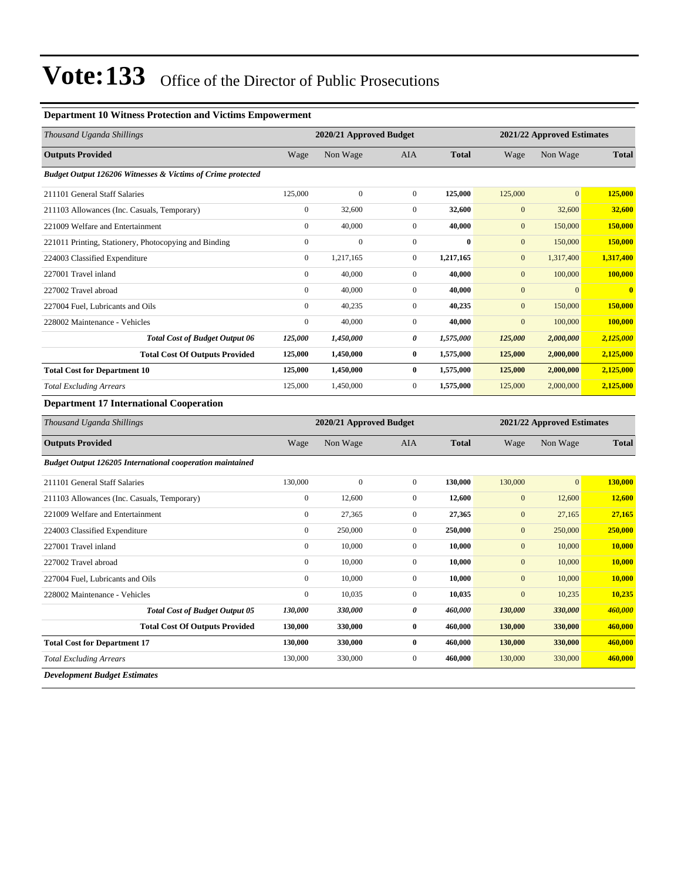# Vote:133 Office of the Director of Public Prosecutions

### Department 10 Witness Protection and Victims Empowerment

| Thousand Uganda Shillings | 2020/21 Approved Budget | | | | 2021/22 Approved Estimates | | |
|---|---|---|---|---|---|---|---|
| **Outputs Provided** | Wage | Non Wage | AIA | **Total** | Wage | Non Wage | **Total** |
| ***Budget Output 126206 Witnesses & Victims of Crime protected*** | | | | | | | |
| 211101 General Staff Salaries | 125,000 | 0 | 0 | **125,000** | 125,000 | 0 | **125,000** |
| 211103 Allowances (Inc. Casuals, Temporary) | 0 | 32,600 | 0 | **32,600** | 0 | 32,600 | **32,600** |
| 221009 Welfare and Entertainment | 0 | 40,000 | 0 | **40,000** | 0 | 150,000 | **150,000** |
| 221011 Printing, Stationery, Photocopying and Binding | 0 | 0 | 0 | **0** | 0 | 150,000 | **150,000** |
| 224003 Classified Expenditure | 0 | 1,217,165 | 0 | **1,217,165** | 0 | 1,317,400 | **1,317,400** |
| 227001 Travel inland | 0 | 40,000 | 0 | **40,000** | 0 | 100,000 | **100,000** |
| 227002 Travel abroad | 0 | 40,000 | 0 | **40,000** | 0 | 0 | **0** |
| 227004 Fuel, Lubricants and Oils | 0 | 40,235 | 0 | **40,235** | 0 | 150,000 | **150,000** |
| 228002 Maintenance - Vehicles | 0 | 40,000 | 0 | **40,000** | 0 | 100,000 | **100,000** |
| ***Total Cost of Budget Output 06*** | ***125,000*** | ***1,450,000*** | ***0*** | ***1,575,000*** | ***125,000*** | ***2,000,000*** | ***2,125,000*** |
| **Total Cost Of Outputs Provided** | **125,000** | **1,450,000** | **0** | **1,575,000** | **125,000** | **2,000,000** | **2,125,000** |
| **Total Cost for Department 10** | **125,000** | **1,450,000** | **0** | **1,575,000** | **125,000** | **2,000,000** | **2,125,000** |
| *Total Excluding Arrears* | 125,000 | 1,450,000 | 0 | **1,575,000** | 125,000 | 2,000,000 | **2,125,000** |

### Department 17 International Cooperation

| Thousand Uganda Shillings | 2020/21 Approved Budget | | | | 2021/22 Approved Estimates | | |
|---|---|---|---|---|---|---|---|
| **Outputs Provided** | Wage | Non Wage | AIA | **Total** | Wage | Non Wage | **Total** |
| ***Budget Output 126205 International cooperation maintained*** | | | | | | | |
| 211101 General Staff Salaries | 130,000 | 0 | 0 | **130,000** | 130,000 | 0 | **130,000** |
| 211103 Allowances (Inc. Casuals, Temporary) | 0 | 12,600 | 0 | **12,600** | 0 | 12,600 | **12,600** |
| 221009 Welfare and Entertainment | 0 | 27,365 | 0 | **27,365** | 0 | 27,165 | **27,165** |
| 224003 Classified Expenditure | 0 | 250,000 | 0 | **250,000** | 0 | 250,000 | **250,000** |
| 227001 Travel inland | 0 | 10,000 | 0 | **10,000** | 0 | 10,000 | **10,000** |
| 227002 Travel abroad | 0 | 10,000 | 0 | **10,000** | 0 | 10,000 | **10,000** |
| 227004 Fuel, Lubricants and Oils | 0 | 10,000 | 0 | **10,000** | 0 | 10,000 | **10,000** |
| 228002 Maintenance - Vehicles | 0 | 10,035 | 0 | **10,035** | 0 | 10,235 | **10,235** |
| ***Total Cost of Budget Output 05*** | ***130,000*** | ***330,000*** | ***0*** | ***460,000*** | ***130,000*** | ***330,000*** | ***460,000*** |
| **Total Cost Of Outputs Provided** | **130,000** | **330,000** | **0** | **460,000** | **130,000** | **330,000** | **460,000** |
| **Total Cost for Department 17** | **130,000** | **330,000** | **0** | **460,000** | **130,000** | **330,000** | **460,000** |
| *Total Excluding Arrears* | 130,000 | 330,000 | 0 | **460,000** | 130,000 | 330,000 | **460,000** |

***Development Budget Estimates***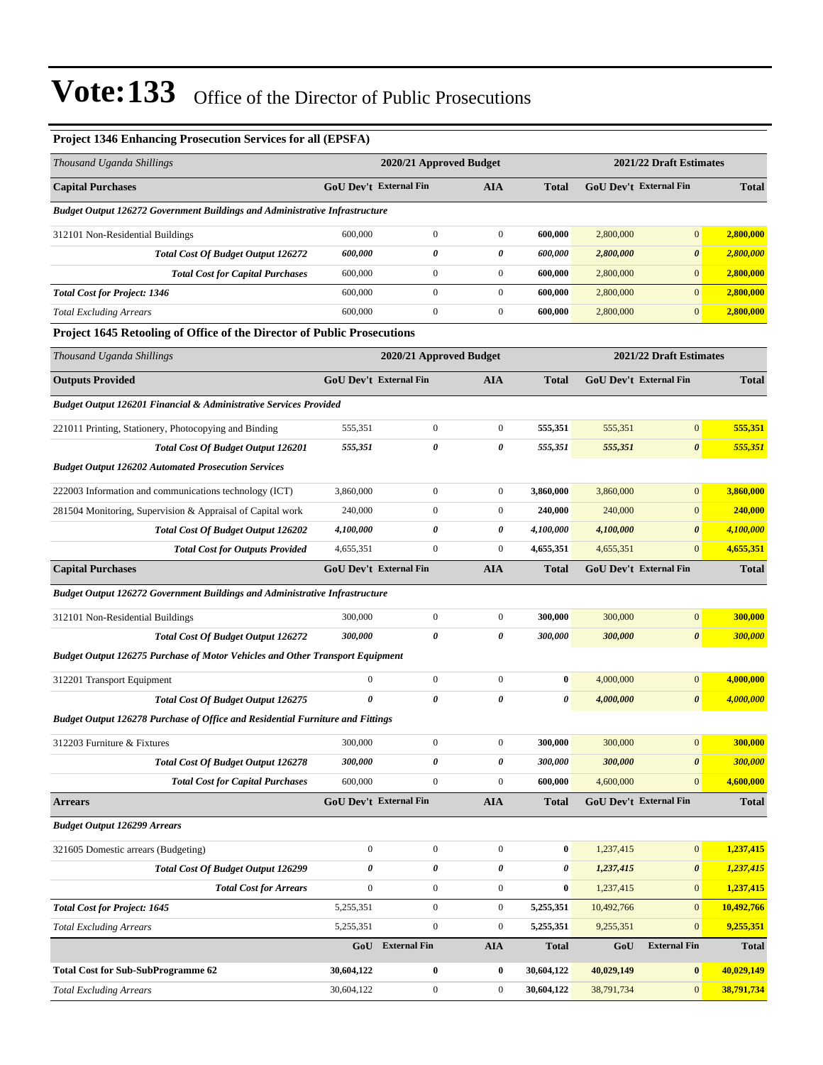# Vote:133 Office of the Director of Public Prosecutions

### Project 1346 Enhancing Prosecution Services for all (EPSFA)

| *Thousand Uganda Shillings* | 2020/21 Approved Budget | | | | 2021/22 Draft Estimates | | |
|---|---|---|---|---|---|---|---|
| **Capital Purchases** | **GoU Dev't** | **External Fin** | **AIA** | **Total** | **GoU Dev't** | **External Fin** | **Total** |
| ***Budget Output 126272 Government Buildings and Administrative Infrastructure*** | | | | | | | |
| 312101 Non-Residential Buildings | 600,000 | 0 | 0 | **600,000** | 2,800,000 | 0 | **2,800,000** |
| ***Total Cost Of Budget Output 126272*** | ***600,000*** | ***0*** | ***0*** | ***600,000*** | ***2,800,000*** | ***0*** | ***2,800,000*** |
| ***Total Cost for Capital Purchases*** | 600,000 | 0 | 0 | **600,000** | 2,800,000 | 0 | **2,800,000** |
| ***Total Cost for Project: 1346*** | 600,000 | 0 | 0 | **600,000** | 2,800,000 | 0 | **2,800,000** |
| *Total Excluding Arrears* | 600,000 | 0 | 0 | **600,000** | 2,800,000 | 0 | **2,800,000** |

### Project 1645 Retooling of Office of the Director of Public Prosecutions

| *Thousand Uganda Shillings* | 2020/21 Approved Budget | | | | 2021/22 Draft Estimates | | |
|---|---|---|---|---|---|---|---|
| **Outputs Provided** | **GoU Dev't** | **External Fin** | **AIA** | **Total** | **GoU Dev't** | **External Fin** | **Total** |
| ***Budget Output 126201 Financial & Administrative Services Provided*** | | | | | | | |
| 221011 Printing, Stationery, Photocopying and Binding | 555,351 | 0 | 0 | **555,351** | 555,351 | 0 | **555,351** |
| ***Total Cost Of Budget Output 126201*** | ***555,351*** | ***0*** | ***0*** | ***555,351*** | ***555,351*** | ***0*** | ***555,351*** |
| ***Budget Output 126202 Automated Prosecution Services*** | | | | | | | |
| 222003 Information and communications technology (ICT) | 3,860,000 | 0 | 0 | **3,860,000** | 3,860,000 | 0 | **3,860,000** |
| 281504 Monitoring, Supervision & Appraisal of Capital work | 240,000 | 0 | 0 | **240,000** | 240,000 | 0 | **240,000** |
| ***Total Cost Of Budget Output 126202*** | ***4,100,000*** | ***0*** | ***0*** | ***4,100,000*** | ***4,100,000*** | ***0*** | ***4,100,000*** |
| ***Total Cost for Outputs Provided*** | 4,655,351 | 0 | 0 | **4,655,351** | 4,655,351 | 0 | **4,655,351** |
| **Capital Purchases** | **GoU Dev't** | **External Fin** | **AIA** | **Total** | **GoU Dev't** | **External Fin** | **Total** |
| ***Budget Output 126272 Government Buildings and Administrative Infrastructure*** | | | | | | | |
| 312101 Non-Residential Buildings | 300,000 | 0 | 0 | **300,000** | 300,000 | 0 | **300,000** |
| ***Total Cost Of Budget Output 126272*** | ***300,000*** | ***0*** | ***0*** | ***300,000*** | ***300,000*** | ***0*** | ***300,000*** |
| ***Budget Output 126275 Purchase of Motor Vehicles and Other Transport Equipment*** | | | | | | | |
| 312201 Transport Equipment | 0 | 0 | 0 | **0** | 4,000,000 | 0 | **4,000,000** |
| ***Total Cost Of Budget Output 126275*** | ***0*** | ***0*** | ***0*** | ***0*** | ***4,000,000*** | ***0*** | ***4,000,000*** |
| ***Budget Output 126278 Purchase of Office and Residential Furniture and Fittings*** | | | | | | | |
| 312203 Furniture & Fixtures | 300,000 | 0 | 0 | **300,000** | 300,000 | 0 | **300,000** |
| ***Total Cost Of Budget Output 126278*** | ***300,000*** | ***0*** | ***0*** | ***300,000*** | ***300,000*** | ***0*** | ***300,000*** |
| ***Total Cost for Capital Purchases*** | 600,000 | 0 | 0 | **600,000** | 4,600,000 | 0 | **4,600,000** |
| **Arrears** | **GoU Dev't** | **External Fin** | **AIA** | **Total** | **GoU Dev't** | **External Fin** | **Total** |
| ***Budget Output 126299 Arrears*** | | | | | | | |
| 321605 Domestic arrears (Budgeting) | 0 | 0 | 0 | **0** | 1,237,415 | 0 | **1,237,415** |
| ***Total Cost Of Budget Output 126299*** | ***0*** | ***0*** | ***0*** | ***0*** | ***1,237,415*** | ***0*** | ***1,237,415*** |
| ***Total Cost for Arrears*** | 0 | 0 | 0 | **0** | 1,237,415 | 0 | **1,237,415** |
| ***Total Cost for Project: 1645*** | 5,255,351 | 0 | 0 | **5,255,351** | 10,492,766 | 0 | **10,492,766** |
| *Total Excluding Arrears* | 5,255,351 | 0 | 0 | **5,255,351** | 9,255,351 | 0 | **9,255,351** |
| | **GoU** | **External Fin** | **AIA** | **Total** | **GoU** | **External Fin** | **Total** |
| **Total Cost for Sub-SubProgramme 62** | **30,604,122** | **0** | **0** | **30,604,122** | **40,029,149** | **0** | **40,029,149** |
| *Total Excluding Arrears* | 30,604,122 | 0 | 0 | **30,604,122** | 38,791,734 | 0 | **38,791,734** |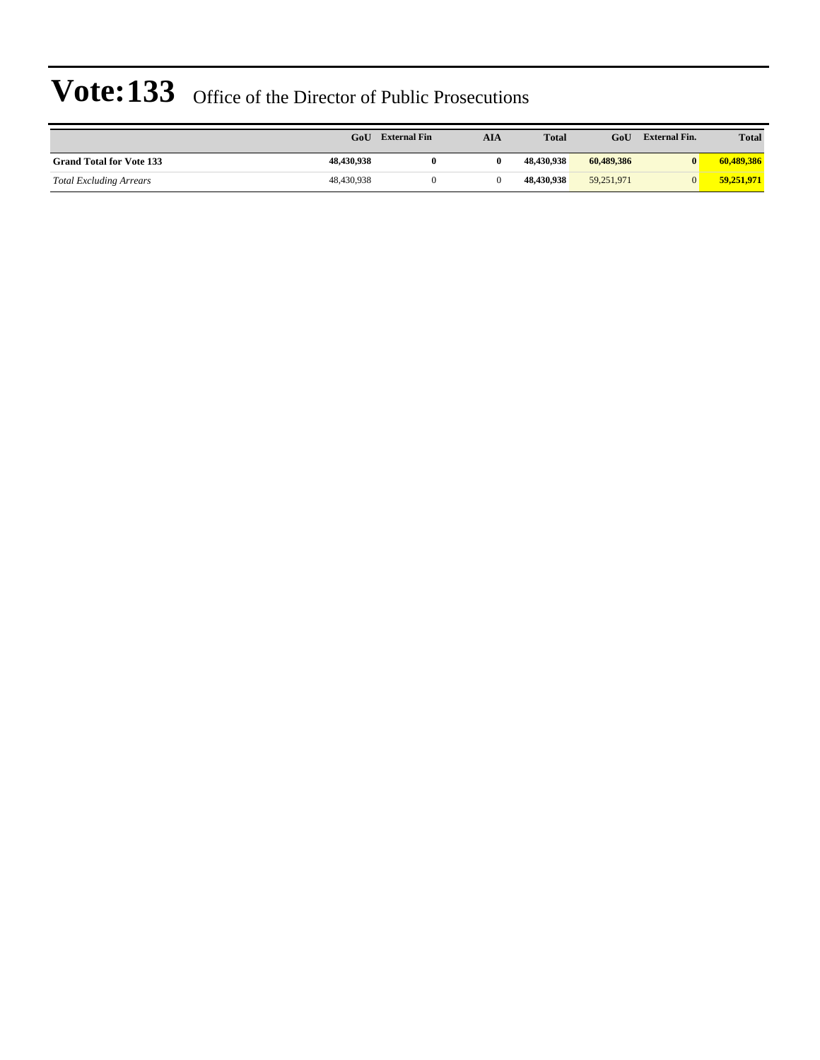# Vote:133 Office of the Director of Public Prosecutions

| | GoU | External Fin | AIA | Total | GoU | External Fin. | Total |
|---|---|---|---|---|---|---|---|
| **Grand Total for Vote 133** | **48,430,938** | **0** | **0** | **48,430,938** | **60,489,386** | **0** | **60,489,386** |
| *Total Excluding Arrears* | 48,430,938 | 0 | 0 | **48,430,938** | 59,251,971 | 0 | **59,251,971** |